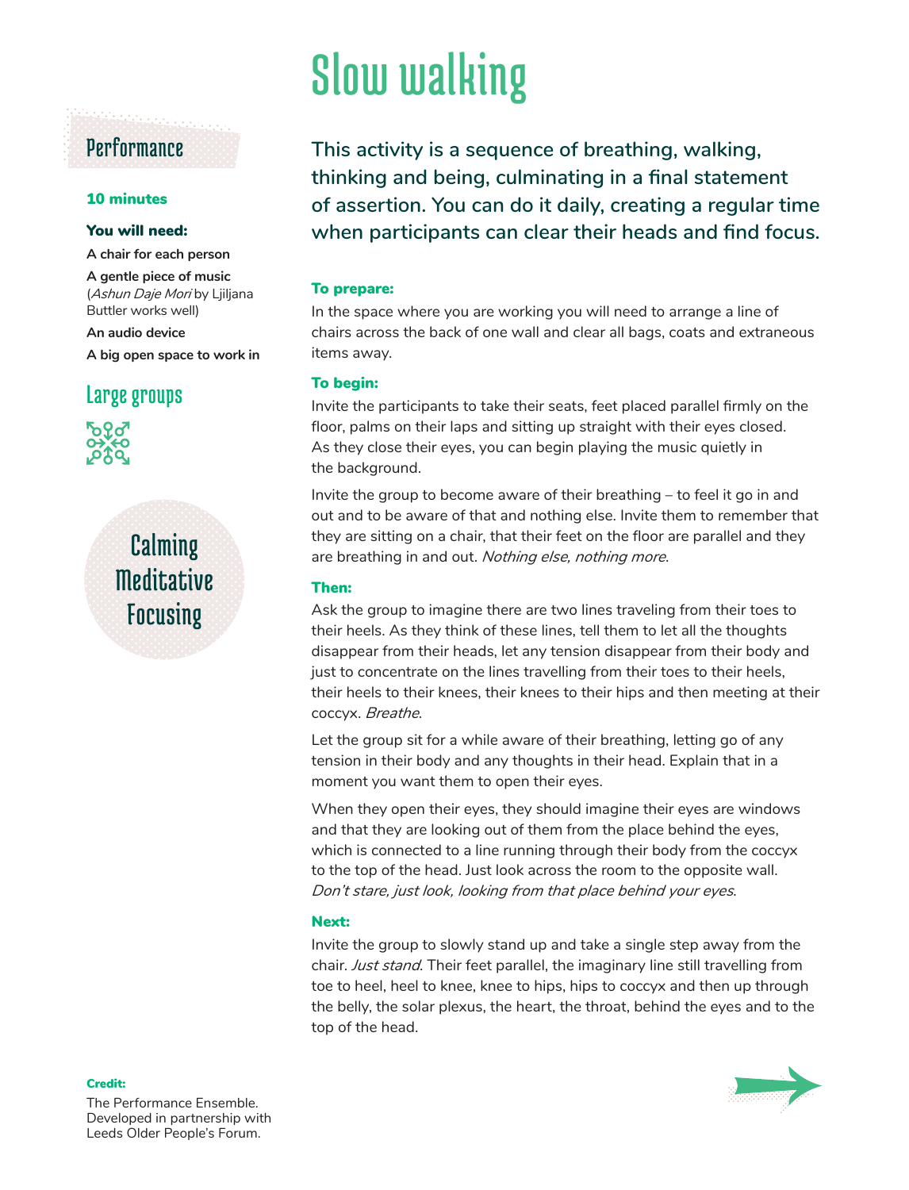# Slow walking

## Performance

**10 minutes**

**You will need:**

**A chair for each person**

**A gentle piece of music** (*Ashun Daje Mori* by Ljiljana Buttler works well)

**An audio device**

**A big open space to work in**

## Large groups

Calming
Meditative
Focusing

This activity is a sequence of breathing, walking, thinking and being, culminating in a final statement of assertion. You can do it daily, creating a regular time when participants can clear their heads and find focus.

**To prepare:**

In the space where you are working you will need to arrange a line of chairs across the back of one wall and clear all bags, coats and extraneous items away.

**To begin:**

Invite the participants to take their seats, feet placed parallel firmly on the floor, palms on their laps and sitting up straight with their eyes closed. As they close their eyes, you can begin playing the music quietly in the background.

Invite the group to become aware of their breathing – to feel it go in and out and to be aware of that and nothing else. Invite them to remember that they are sitting on a chair, that their feet on the floor are parallel and they are breathing in and out. *Nothing else, nothing more*.

**Then:**

Ask the group to imagine there are two lines traveling from their toes to their heels. As they think of these lines, tell them to let all the thoughts disappear from their heads, let any tension disappear from their body and just to concentrate on the lines travelling from their toes to their heels, their heels to their knees, their knees to their hips and then meeting at their coccyx. *Breathe*.

Let the group sit for a while aware of their breathing, letting go of any tension in their body and any thoughts in their head. Explain that in a moment you want them to open their eyes.

When they open their eyes, they should imagine their eyes are windows and that they are looking out of them from the place behind the eyes, which is connected to a line running through their body from the coccyx to the top of the head. Just look across the room to the opposite wall. *Don't stare, just look, looking from that place behind your eyes*.

**Next:**

Invite the group to slowly stand up and take a single step away from the chair. *Just stand*. Their feet parallel, the imaginary line still travelling from toe to heel, heel to knee, knee to hips, hips to coccyx and then up through the belly, the solar plexus, the heart, the throat, behind the eyes and to the top of the head.

**Credit:**

The Performance Ensemble. Developed in partnership with Leeds Older People's Forum.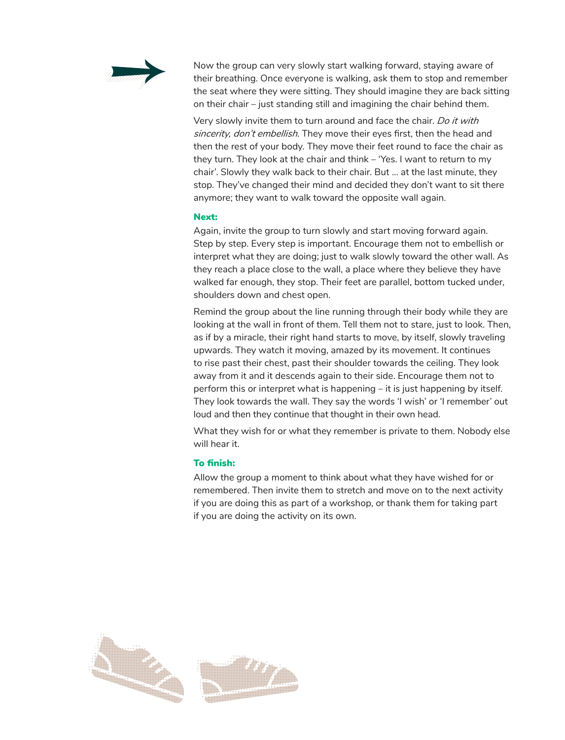Now the group can very slowly start walking forward, staying aware of their breathing. Once everyone is walking, ask them to stop and remember the seat where they were sitting. They should imagine they are back sitting on their chair – just standing still and imagining the chair behind them.

Very slowly invite them to turn around and face the chair. *Do it with sincerity, don't embellish*. They move their eyes first, then the head and then the rest of your body. They move their feet round to face the chair as they turn. They look at the chair and think – 'Yes. I want to return to my chair'. Slowly they walk back to their chair. But ... at the last minute, they stop. They've changed their mind and decided they don't want to sit there anymore; they want to walk toward the opposite wall again.

**Next:**

Again, invite the group to turn slowly and start moving forward again. Step by step. Every step is important. Encourage them not to embellish or interpret what they are doing; just to walk slowly toward the other wall. As they reach a place close to the wall, a place where they believe they have walked far enough, they stop. Their feet are parallel, bottom tucked under, shoulders down and chest open.

Remind the group about the line running through their body while they are looking at the wall in front of them. Tell them not to stare, just to look. Then, as if by a miracle, their right hand starts to move, by itself, slowly traveling upwards. They watch it moving, amazed by its movement. It continues to rise past their chest, past their shoulder towards the ceiling. They look away from it and it descends again to their side. Encourage them not to perform this or interpret what is happening – it is just happening by itself. They look towards the wall. They say the words 'I wish' or 'I remember' out loud and then they continue that thought in their own head.

What they wish for or what they remember is private to them. Nobody else will hear it.

**To finish:**

Allow the group a moment to think about what they have wished for or remembered. Then invite them to stretch and move on to the next activity if you are doing this as part of a workshop, or thank them for taking part if you are doing the activity on its own.